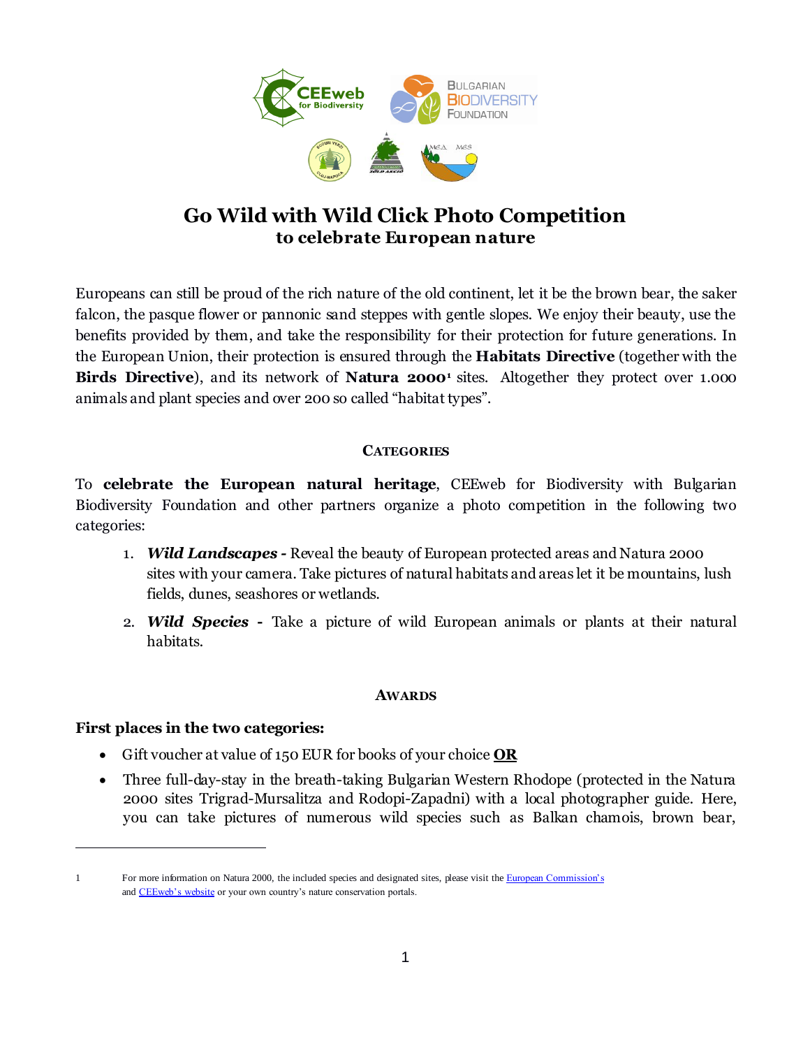# Go Wild with Wild Click Photo Competition
## to celebrate European nature

Europeans can still be proud of the rich nature of the old continent, let it be the brown bear, the saker falcon, the pasque flower or pannonic sand steppes with gentle slopes. We enjoy their beauty, use the benefits provided by them, and take the responsibility for their protection for future generations. In the European Union, their protection is ensured through the **Habitats Directive** (together with the **Birds Directive**), and its network of **Natura 2000**[1] sites. Altogether they protect over 1.000 animals and plant species and over 200 so called "habitat types".

### CATEGORIES

To **celebrate the European natural heritage**, CEEweb for Biodiversity with Bulgarian Biodiversity Foundation and other partners organize a photo competition in the following two categories:

1. ***Wild Landscapes -*** Reveal the beauty of European protected areas and Natura 2000 sites with your camera. Take pictures of natural habitats and areas let it be mountains, lush fields, dunes, seashores or wetlands.
2. ***Wild Species -*** Take a picture of wild European animals or plants at their natural habitats.

### AWARDS

**First places in the two categories:**

- Gift voucher at value of 150 EUR for books of your choice **OR**
- Three full-day-stay in the breath-taking Bulgarian Western Rhodope (protected in the Natura 2000 sites Trigrad-Mursalitza and Rodopi-Zapadni) with a local photographer guide. Here, you can take pictures of numerous wild species such as Balkan chamois, brown bear,

---

1 For more information on Natura 2000, the included species and designated sites, please visit the European Commission's and CEEweb's website or your own country's nature conservation portals.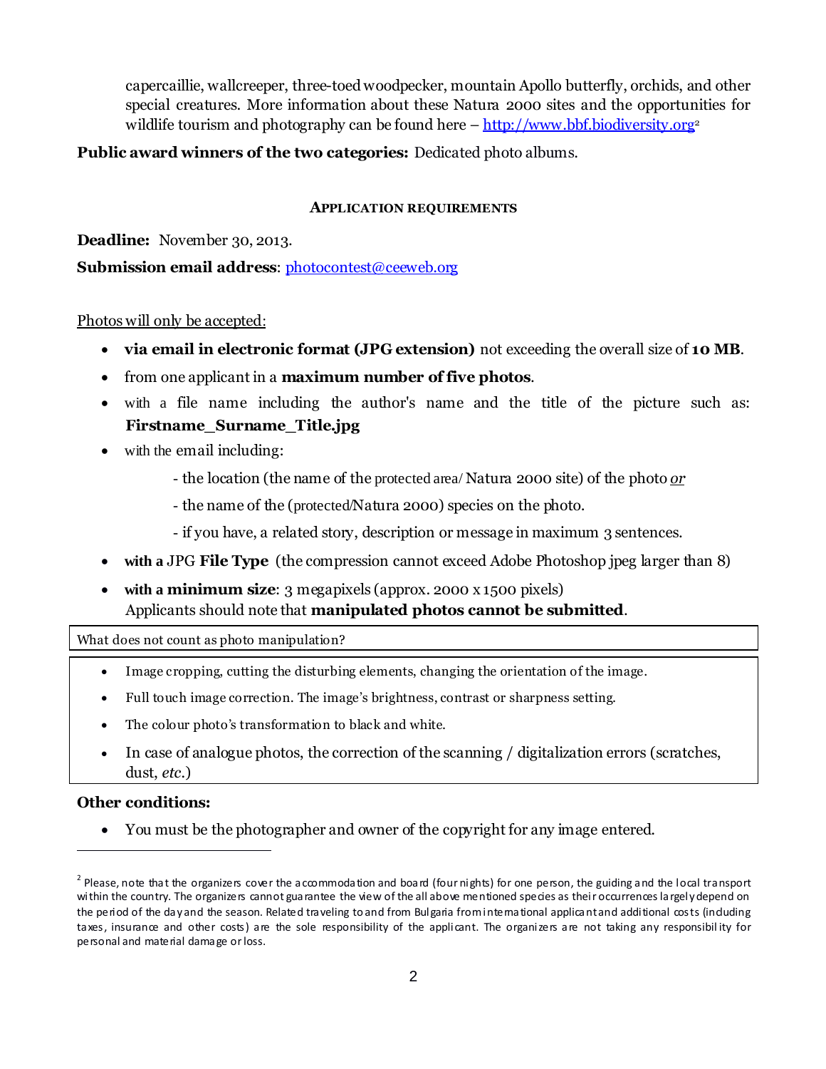capercaillie, wallcreeper, three-toed woodpecker, mountain Apollo butterfly, orchids, and other special creatures. More information about these Natura 2000 sites and the opportunities for wildlife tourism and photography can be found here – http://www.bbf.biodiversity.org[2]

**Public award winners of the two categories:** Dedicated photo albums.

### APPLICATION REQUIREMENTS

**Deadline:** November 30, 2013.

**Submission email address**: photocontest@ceeweb.org

Photos will only be accepted:

- **via email in electronic format (JPG extension)** not exceeding the overall size of **10 MB**.
- from one applicant in a **maximum number of five photos**.
- with a file name including the author's name and the title of the picture such as: **Firstname_Surname_Title.jpg**
- with the email including:
  - the location (the name of the protected area/ Natura 2000 site) of the photo *or*
  - the name of the (protected/Natura 2000) species on the photo.
  - if you have, a related story, description or message in maximum 3 sentences.
- **with a** JPG **File Type** (the compression cannot exceed Adobe Photoshop jpeg larger than 8)
- **with a minimum size**: 3 megapixels (approx. 2000 x 1500 pixels)
  Applicants should note that **manipulated photos cannot be submitted**.

What does not count as photo manipulation?

- Image cropping, cutting the disturbing elements, changing the orientation of the image.
- Full touch image correction. The image's brightness, contrast or sharpness setting.
- The colour photo's transformation to black and white.
- In case of analogue photos, the correction of the scanning / digitalization errors (scratches, dust, *etc.*)

**Other conditions:**

- You must be the photographer and owner of the copyright for any image entered.

---

[2] Please, note that the organizers cover the accommodation and board (four nights) for one person, the guiding and the local transport within the country. The organizers cannot guarantee the view of the all above mentioned species as their occurrences largely depend on the period of the day and the season. Related traveling to and from Bulgaria from international applicant and additional costs (including taxes, insurance and other costs) are the sole responsibility of the applicant. The organizers are not taking any responsibility for personal and material damage or loss.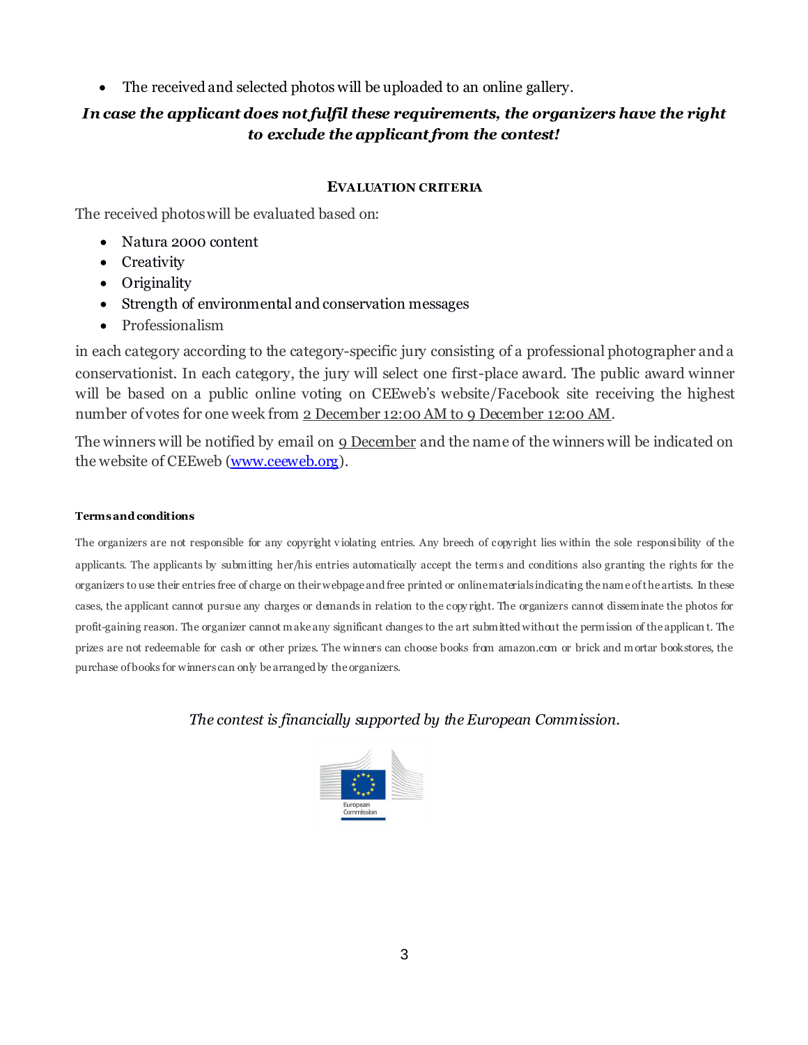- The received and selected photos will be uploaded to an online gallery.

***In case the applicant does not fulfil these requirements, the organizers have the right to exclude the applicant from the contest!***

### EVALUATION CRITERIA

The received photos will be evaluated based on:

- Natura 2000 content
- Creativity
- Originality
- Strength of environmental and conservation messages
- Professionalism

in each category according to the category-specific jury consisting of a professional photographer and a conservationist. In each category, the jury will select one first-place award. The public award winner will be based on a public online voting on CEEweb's website/Facebook site receiving the highest number of votes for one week from 2 December 12:00 AM to 9 December 12:00 AM.

The winners will be notified by email on 9 December and the name of the winners will be indicated on the website of CEEweb ([www.ceeweb.org](http://www.ceeweb.org)).

**Terms and conditions**

The organizers are not responsible for any copyright violating entries. Any breech of copyright lies within the sole responsibility of the applicants. The applicants by submitting her/his entries automatically accept the terms and conditions also granting the rights for the organizers to use their entries free of charge on their webpage and free printed or online materials indicating the name of the artists. In these cases, the applicant cannot pursue any charges or demands in relation to the copyright. The organizers cannot disseminate the photos for profit-gaining reason. The organizer cannot make any significant changes to the art submitted without the permission of the applicant. The prizes are not redeemable for cash or other prizes. The winners can choose books from amazon.com or brick and mortar bookstores, the purchase of books for winners can only be arranged by the organizers.

*The contest is financially supported by the European Commission.*

European Commission